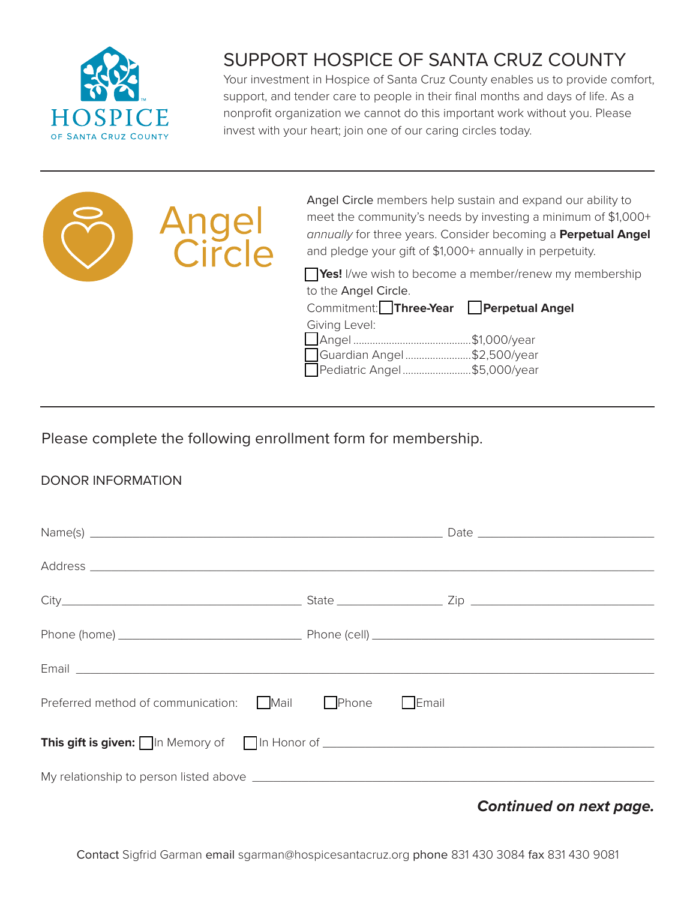HOSPICE OF SANTA CRUZ COUNTY

# SUPPORT HOSPICE OF SANTA CRUZ COUNTY

Your investment in Hospice of Santa Cruz County enables us to provide comfort, support, and tender care to people in their final months and days of life. As a nonprofit organization we cannot do this important work without you. Please invest with your heart; join one of our caring circles today.

---

## Angel Circle

Angel Circle members help sustain and expand our ability to meet the community's needs by investing a minimum of $1,000+ *annually* for three years. Consider becoming a **Perpetual Angel** and pledge your gift of $1,000+ annually in perpetuity.

☐ **Yes!** I/we wish to become a member/renew my membership to the Angel Circle.

Commitment: ☐ **Three-Year** ☐ **Perpetual Angel**

Giving Level:

☐ Angel ........................................ $1,000/year
☐ Guardian Angel ........................ $2,500/year
☐ Pediatric Angel ......................... $5,000/year

---

Please complete the following enrollment form for membership.

### DONOR INFORMATION

Name(s) ______________________ Date ______________

Address ______________________________________

City ______________ State ________ Zip ______________

Phone (home) ______________ Phone (cell) ______________

Email ______________________________________

Preferred method of communication: ☐ Mail ☐ Phone ☐ Email

**This gift is given:** ☐ In Memory of ☐ In Honor of ______________________

My relationship to person listed above ______________________

***Continued on next page.***

Contact Sigfrid Garman email sgarman@hospicesantacruz.org phone 831 430 3084 fax 831 430 9081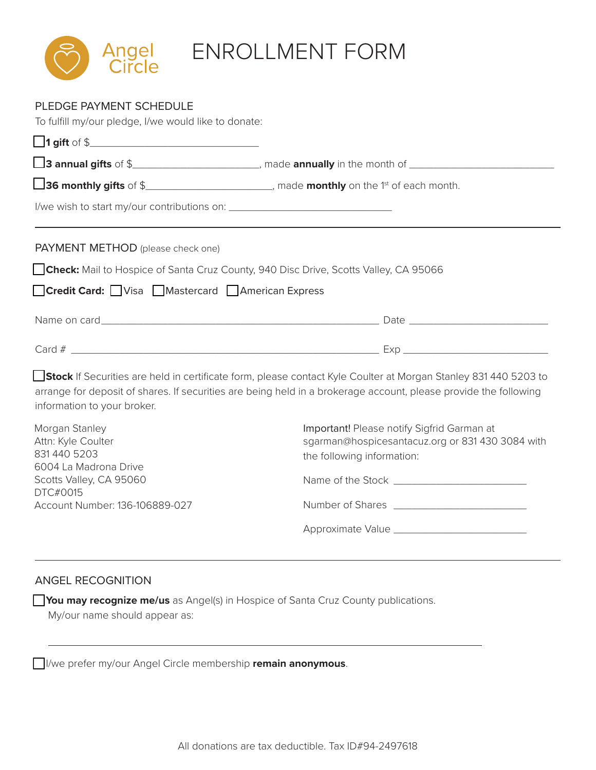Angel Circle

# ENROLLMENT FORM

## PLEDGE PAYMENT SCHEDULE

To fulfill my/our pledge, I/we would like to donate:

☐ **1 gift** of $\_\_\_\_\_\_\_\_\_\_\_\_\_\_\_\_\_\_\_\_\_\_\_\_\_\_\_\_

☐ **3 annual gifts** of $\_\_\_\_\_\_\_\_\_\_\_\_\_\_\_\_\_\_\_\_\_, made **annually** in the month of \_\_\_\_\_\_\_\_\_\_\_\_\_\_\_\_\_\_\_\_\_\_\_\_

☐ **36 monthly gifts** of $\_\_\_\_\_\_\_\_\_\_\_\_\_\_\_\_\_\_\_\_\_, made **monthly** on the 1st of each month.

I/we wish to start my/our contributions on: \_\_\_\_\_\_\_\_\_\_\_\_\_\_\_\_\_\_\_\_\_\_\_\_\_\_\_

---

## PAYMENT METHOD (please check one)

☐ **Check:** Mail to Hospice of Santa Cruz County, 940 Disc Drive, Scotts Valley, CA 95066

☐ **Credit Card:** ☐ Visa ☐ Mastercard ☐ American Express

Name on card\_\_\_\_\_\_\_\_\_\_\_\_\_\_\_\_\_\_\_\_\_\_\_\_\_\_\_\_\_\_\_\_\_\_\_\_\_\_\_\_\_\_\_\_ Date \_\_\_\_\_\_\_\_\_\_\_\_\_\_\_\_\_\_\_\_\_\_

Card # \_\_\_\_\_\_\_\_\_\_\_\_\_\_\_\_\_\_\_\_\_\_\_\_\_\_\_\_\_\_\_\_\_\_\_\_\_\_\_\_\_\_\_\_\_\_\_\_ Exp \_\_\_\_\_\_\_\_\_\_\_\_\_\_\_\_\_\_\_\_\_\_\_

☐ **Stock** If Securities are held in certificate form, please contact Kyle Coulter at Morgan Stanley 831 440 5203 to arrange for deposit of shares. If securities are being held in a brokerage account, please provide the following information to your broker.

Morgan Stanley
Attn: Kyle Coulter
831 440 5203
6004 La Madrona Drive
Scotts Valley, CA 95060
DTC#0015
Account Number: 136-106889-027

Important! Please notify Sigfrid Garman at sgarman@hospicesantacuz.org or 831 430 3084 with the following information:

Name of the Stock \_\_\_\_\_\_\_\_\_\_\_\_\_\_\_\_\_\_\_\_\_\_

Number of Shares \_\_\_\_\_\_\_\_\_\_\_\_\_\_\_\_\_\_\_\_\_\_

Approximate Value \_\_\_\_\_\_\_\_\_\_\_\_\_\_\_\_\_\_\_\_\_\_

---

## ANGEL RECOGNITION

☐ **You may recognize me/us** as Angel(s) in Hospice of Santa Cruz County publications.
My/our name should appear as:

\_\_\_\_\_\_\_\_\_\_\_\_\_\_\_\_\_\_\_\_\_\_\_\_\_\_\_\_\_\_\_\_\_\_\_\_\_\_\_\_\_\_\_\_\_\_\_\_\_\_\_\_\_\_\_\_\_\_\_\_\_\_\_\_\_\_\_\_\_\_

☐ I/we prefer my/our Angel Circle membership **remain anonymous**.

All donations are tax deductible. Tax ID#94-2497618